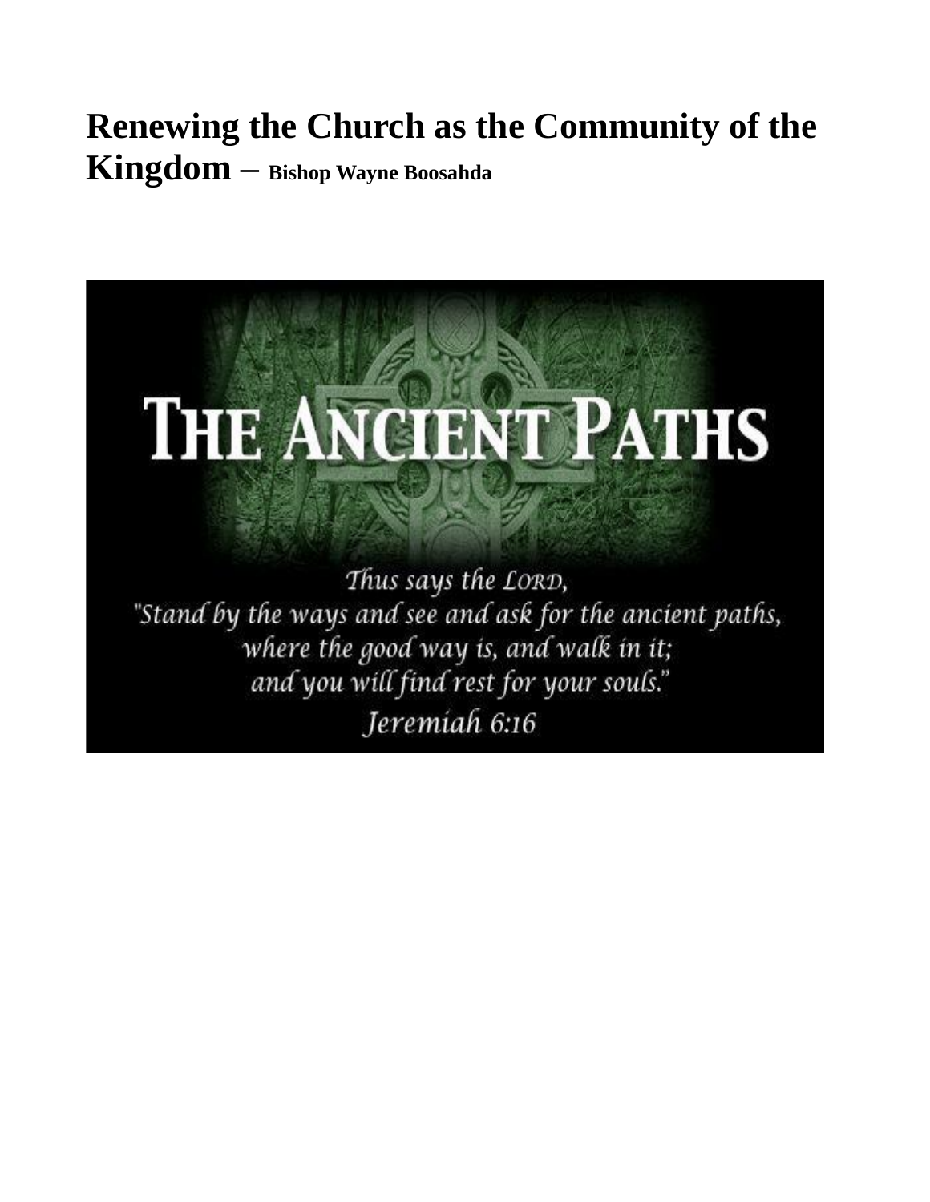# Renewing the Church as the Community of the Kingdom – Bishop Wayne Boosahda

THE ANCIENT PATHS

Thus says the LORD,
"Stand by the ways and see and ask for the ancient paths,
where the good way is, and walk in it;
and you will find rest for your souls."
Jeremiah 6:16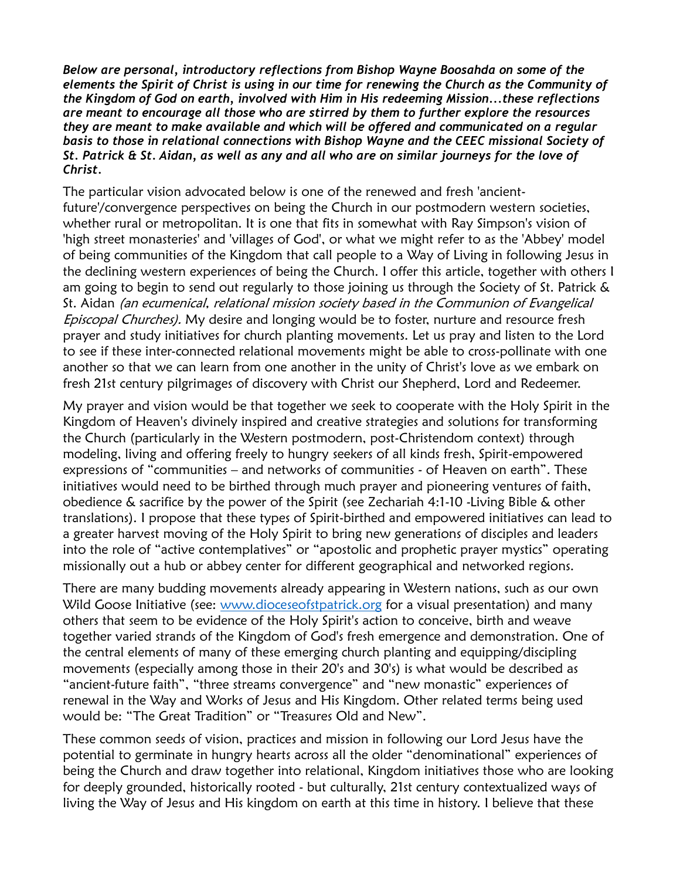***Below are personal, introductory reflections from Bishop Wayne Boosahda on some of the elements the Spirit of Christ is using in our time for renewing the Church as the Community of the Kingdom of God on earth, involved with Him in His redeeming Mission...these reflections are meant to encourage all those who are stirred by them to further explore the resources they are meant to make available and which will be offered and communicated on a regular basis to those in relational connections with Bishop Wayne and the CEEC missional Society of St. Patrick & St. Aidan, as well as any and all who are on similar journeys for the love of Christ.***

The particular vision advocated below is one of the renewed and fresh 'ancient-future'/convergence perspectives on being the Church in our postmodern western societies, whether rural or metropolitan. It is one that fits in somewhat with Ray Simpson's vision of 'high street monasteries' and 'villages of God', or what we might refer to as the 'Abbey' model of being communities of the Kingdom that call people to a Way of Living in following Jesus in the declining western experiences of being the Church. I offer this article, together with others I am going to begin to send out regularly to those joining us through the Society of St. Patrick & St. Aidan *(an ecumenical, relational mission society based in the Communion of Evangelical Episcopal Churches).* My desire and longing would be to foster, nurture and resource fresh prayer and study initiatives for church planting movements. Let us pray and listen to the Lord to see if these inter-connected relational movements might be able to cross-pollinate with one another so that we can learn from one another in the unity of Christ's love as we embark on fresh 21st century pilgrimages of discovery with Christ our Shepherd, Lord and Redeemer.

My prayer and vision would be that together we seek to cooperate with the Holy Spirit in the Kingdom of Heaven's divinely inspired and creative strategies and solutions for transforming the Church (particularly in the Western postmodern, post-Christendom context) through modeling, living and offering freely to hungry seekers of all kinds fresh, Spirit-empowered expressions of "communities – and networks of communities - of Heaven on earth". These initiatives would need to be birthed through much prayer and pioneering ventures of faith, obedience & sacrifice by the power of the Spirit (see Zechariah 4:1-10 -Living Bible & other translations). I propose that these types of Spirit-birthed and empowered initiatives can lead to a greater harvest moving of the Holy Spirit to bring new generations of disciples and leaders into the role of "active contemplatives" or "apostolic and prophetic prayer mystics" operating missionally out a hub or abbey center for different geographical and networked regions.

There are many budding movements already appearing in Western nations, such as our own Wild Goose Initiative (see: [www.dioceseofstpatrick.org](http://www.dioceseofstpatrick.org) for a visual presentation) and many others that seem to be evidence of the Holy Spirit's action to conceive, birth and weave together varied strands of the Kingdom of God's fresh emergence and demonstration. One of the central elements of many of these emerging church planting and equipping/discipling movements (especially among those in their 20's and 30's) is what would be described as "ancient-future faith", "three streams convergence" and "new monastic" experiences of renewal in the Way and Works of Jesus and His Kingdom. Other related terms being used would be: "The Great Tradition" or "Treasures Old and New".

These common seeds of vision, practices and mission in following our Lord Jesus have the potential to germinate in hungry hearts across all the older "denominational" experiences of being the Church and draw together into relational, Kingdom initiatives those who are looking for deeply grounded, historically rooted - but culturally, 21st century contextualized ways of living the Way of Jesus and His kingdom on earth at this time in history. I believe that these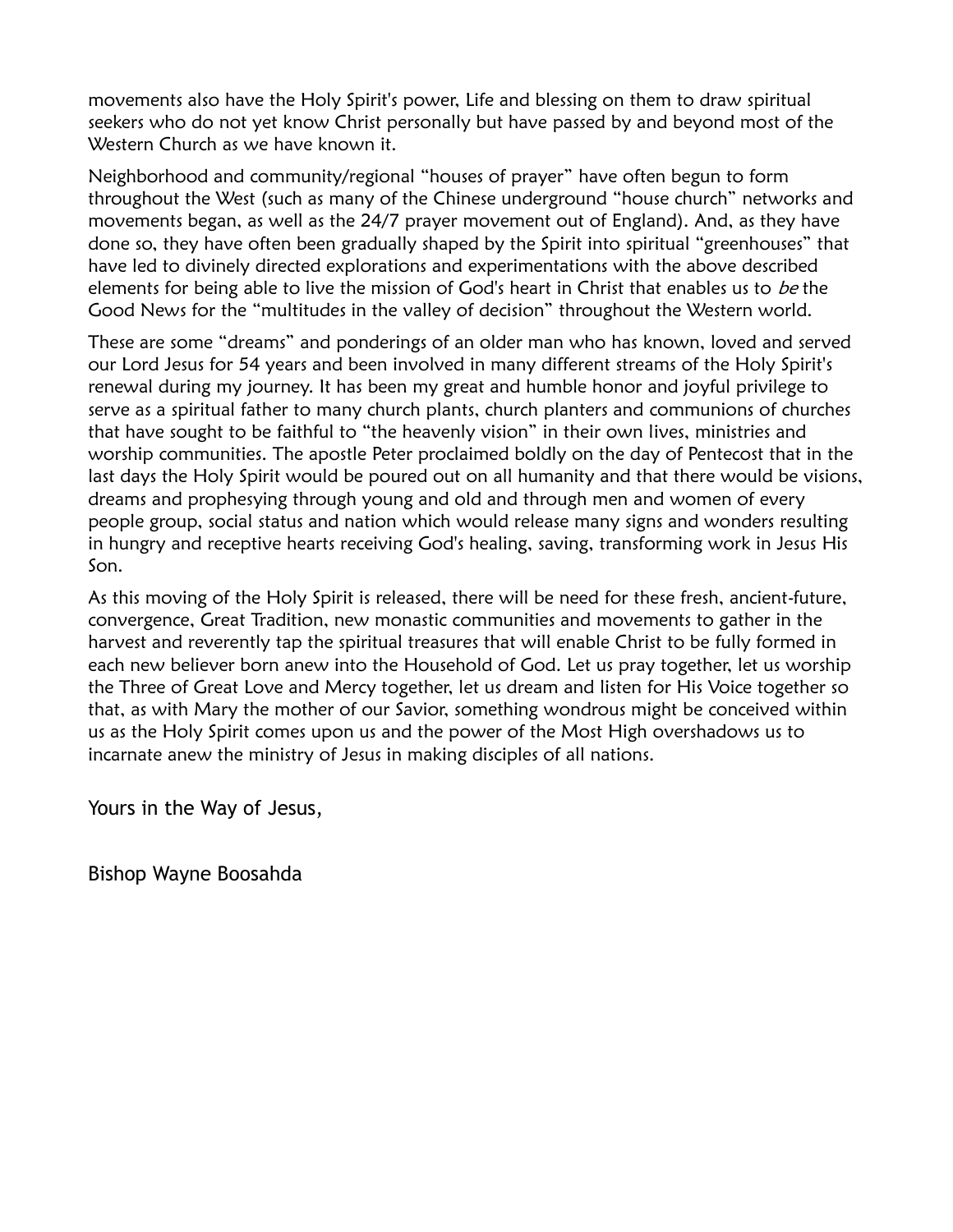movements also have the Holy Spirit's power, Life and blessing on them to draw spiritual seekers who do not yet know Christ personally but have passed by and beyond most of the Western Church as we have known it.

Neighborhood and community/regional "houses of prayer" have often begun to form throughout the West (such as many of the Chinese underground "house church" networks and movements began, as well as the 24/7 prayer movement out of England). And, as they have done so, they have often been gradually shaped by the Spirit into spiritual "greenhouses" that have led to divinely directed explorations and experimentations with the above described elements for being able to live the mission of God's heart in Christ that enables us to *be* the Good News for the "multitudes in the valley of decision" throughout the Western world.

These are some "dreams" and ponderings of an older man who has known, loved and served our Lord Jesus for 54 years and been involved in many different streams of the Holy Spirit's renewal during my journey. It has been my great and humble honor and joyful privilege to serve as a spiritual father to many church plants, church planters and communions of churches that have sought to be faithful to "the heavenly vision" in their own lives, ministries and worship communities. The apostle Peter proclaimed boldly on the day of Pentecost that in the last days the Holy Spirit would be poured out on all humanity and that there would be visions, dreams and prophesying through young and old and through men and women of every people group, social status and nation which would release many signs and wonders resulting in hungry and receptive hearts receiving God's healing, saving, transforming work in Jesus His Son.

As this moving of the Holy Spirit is released, there will be need for these fresh, ancient-future, convergence, Great Tradition, new monastic communities and movements to gather in the harvest and reverently tap the spiritual treasures that will enable Christ to be fully formed in each new believer born anew into the Household of God. Let us pray together, let us worship the Three of Great Love and Mercy together, let us dream and listen for His Voice together so that, as with Mary the mother of our Savior, something wondrous might be conceived within us as the Holy Spirit comes upon us and the power of the Most High overshadows us to incarnate anew the ministry of Jesus in making disciples of all nations.

Yours in the Way of Jesus,

Bishop Wayne Boosahda